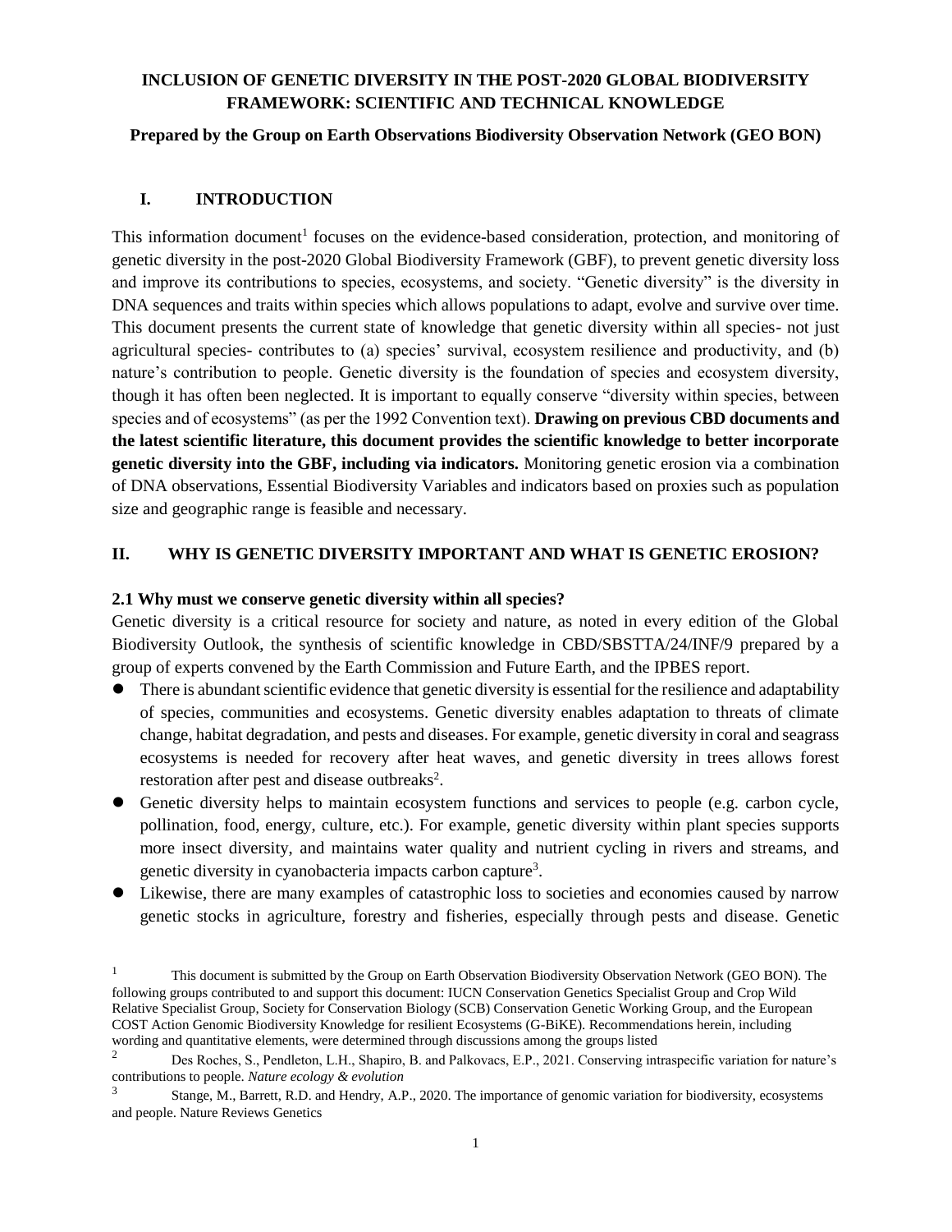**INCLUSION OF GENETIC DIVERSITY IN THE POST-2020 GLOBAL BIODIVERSITY FRAMEWORK: SCIENTIFIC AND TECHNICAL KNOWLEDGE**

**Prepared by the Group on Earth Observations Biodiversity Observation Network (GEO BON)**

## I. INTRODUCTION

This information document[1] focuses on the evidence-based consideration, protection, and monitoring of genetic diversity in the post-2020 Global Biodiversity Framework (GBF), to prevent genetic diversity loss and improve its contributions to species, ecosystems, and society. "Genetic diversity" is the diversity in DNA sequences and traits within species which allows populations to adapt, evolve and survive over time. This document presents the current state of knowledge that genetic diversity within all species- not just agricultural species- contributes to (a) species' survival, ecosystem resilience and productivity, and (b) nature's contribution to people. Genetic diversity is the foundation of species and ecosystem diversity, though it has often been neglected. It is important to equally conserve "diversity within species, between species and of ecosystems" (as per the 1992 Convention text). **Drawing on previous CBD documents and the latest scientific literature, this document provides the scientific knowledge to better incorporate genetic diversity into the GBF, including via indicators.** Monitoring genetic erosion via a combination of DNA observations, Essential Biodiversity Variables and indicators based on proxies such as population size and geographic range is feasible and necessary.

## II. WHY IS GENETIC DIVERSITY IMPORTANT AND WHAT IS GENETIC EROSION?

### 2.1 Why must we conserve genetic diversity within all species?

Genetic diversity is a critical resource for society and nature, as noted in every edition of the Global Biodiversity Outlook, the synthesis of scientific knowledge in CBD/SBSTTA/24/INF/9 prepared by a group of experts convened by the Earth Commission and Future Earth, and the IPBES report.

- There is abundant scientific evidence that genetic diversity is essential for the resilience and adaptability of species, communities and ecosystems. Genetic diversity enables adaptation to threats of climate change, habitat degradation, and pests and diseases. For example, genetic diversity in coral and seagrass ecosystems is needed for recovery after heat waves, and genetic diversity in trees allows forest restoration after pest and disease outbreaks[2].
- Genetic diversity helps to maintain ecosystem functions and services to people (e.g. carbon cycle, pollination, food, energy, culture, etc.). For example, genetic diversity within plant species supports more insect diversity, and maintains water quality and nutrient cycling in rivers and streams, and genetic diversity in cyanobacteria impacts carbon capture[3].
- Likewise, there are many examples of catastrophic loss to societies and economies caused by narrow genetic stocks in agriculture, forestry and fisheries, especially through pests and disease. Genetic

---

[1] This document is submitted by the Group on Earth Observation Biodiversity Observation Network (GEO BON). The following groups contributed to and support this document: IUCN Conservation Genetics Specialist Group and Crop Wild Relative Specialist Group, Society for Conservation Biology (SCB) Conservation Genetic Working Group, and the European COST Action Genomic Biodiversity Knowledge for resilient Ecosystems (G-BiKE). Recommendations herein, including wording and quantitative elements, were determined through discussions among the groups listed

[2] Des Roches, S., Pendleton, L.H., Shapiro, B. and Palkovacs, E.P., 2021. Conserving intraspecific variation for nature's contributions to people. *Nature ecology & evolution*

[3] Stange, M., Barrett, R.D. and Hendry, A.P., 2020. The importance of genomic variation for biodiversity, ecosystems and people. Nature Reviews Genetics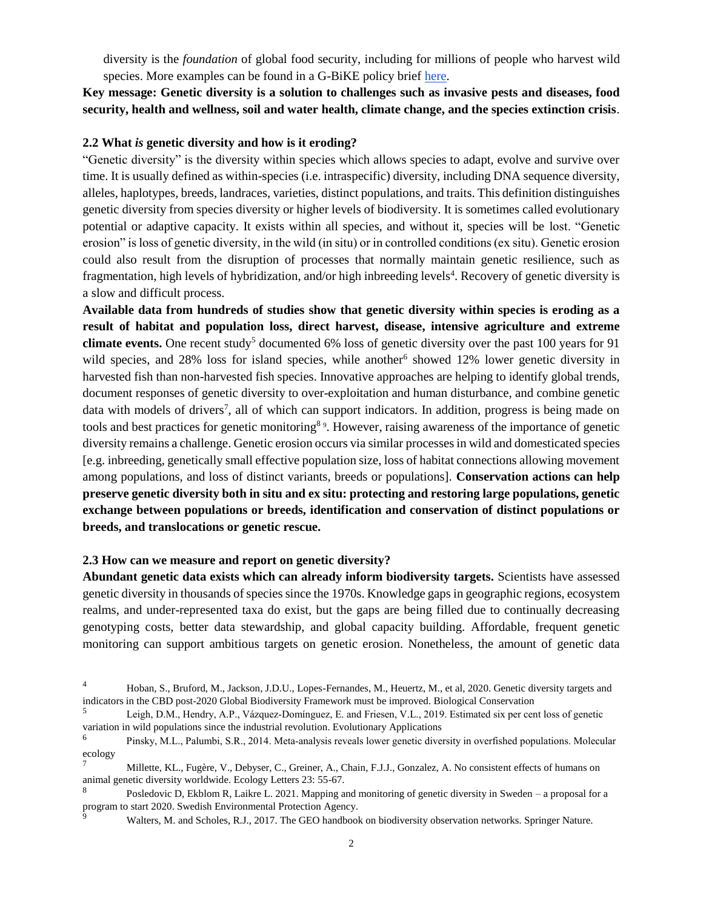diversity is the *foundation* of global food security, including for millions of people who harvest wild species. More examples can be found in a G-BiKE policy brief here.

**Key message: Genetic diversity is a solution to challenges such as invasive pests and diseases, food security, health and wellness, soil and water health, climate change, and the species extinction crisis**.

### 2.2 What *is* genetic diversity and how is it eroding?

"Genetic diversity" is the diversity within species which allows species to adapt, evolve and survive over time. It is usually defined as within-species (i.e. intraspecific) diversity, including DNA sequence diversity, alleles, haplotypes, breeds, landraces, varieties, distinct populations, and traits. This definition distinguishes genetic diversity from species diversity or higher levels of biodiversity. It is sometimes called evolutionary potential or adaptive capacity. It exists within all species, and without it, species will be lost. "Genetic erosion" is loss of genetic diversity, in the wild (in situ) or in controlled conditions (ex situ). Genetic erosion could also result from the disruption of processes that normally maintain genetic resilience, such as fragmentation, high levels of hybridization, and/or high inbreeding levels[4]. Recovery of genetic diversity is a slow and difficult process.

**Available data from hundreds of studies show that genetic diversity within species is eroding as a result of habitat and population loss, direct harvest, disease, intensive agriculture and extreme climate events.** One recent study[5] documented 6% loss of genetic diversity over the past 100 years for 91 wild species, and 28% loss for island species, while another[6] showed 12% lower genetic diversity in harvested fish than non-harvested fish species. Innovative approaches are helping to identify global trends, document responses of genetic diversity to over-exploitation and human disturbance, and combine genetic data with models of drivers[7], all of which can support indicators. In addition, progress is being made on tools and best practices for genetic monitoring[8][9]. However, raising awareness of the importance of genetic diversity remains a challenge. Genetic erosion occurs via similar processes in wild and domesticated species [e.g. inbreeding, genetically small effective population size, loss of habitat connections allowing movement among populations, and loss of distinct variants, breeds or populations]. **Conservation actions can help preserve genetic diversity both in situ and ex situ: protecting and restoring large populations, genetic exchange between populations or breeds, identification and conservation of distinct populations or breeds, and translocations or genetic rescue.**

### 2.3 How can we measure and report on genetic diversity?

**Abundant genetic data exists which can already inform biodiversity targets.** Scientists have assessed genetic diversity in thousands of species since the 1970s. Knowledge gaps in geographic regions, ecosystem realms, and under-represented taxa do exist, but the gaps are being filled due to continually decreasing genotyping costs, better data stewardship, and global capacity building. Affordable, frequent genetic monitoring can support ambitious targets on genetic erosion. Nonetheless, the amount of genetic data

---

[4] Hoban, S., Bruford, M., Jackson, J.D.U., Lopes-Fernandes, M., Heuertz, M., et al, 2020. Genetic diversity targets and indicators in the CBD post-2020 Global Biodiversity Framework must be improved. Biological Conservation

[5] Leigh, D.M., Hendry, A.P., Vázquez-Domínguez, E. and Friesen, V.L., 2019. Estimated six per cent loss of genetic variation in wild populations since the industrial revolution. Evolutionary Applications

[6] Pinsky, M.L., Palumbi, S.R., 2014. Meta-analysis reveals lower genetic diversity in overfished populations. Molecular ecology

[7] Millette, KL., Fugère, V., Debyser, C., Greiner, A., Chain, F.J.J., Gonzalez, A. No consistent effects of humans on animal genetic diversity worldwide. Ecology Letters 23: 55-67.

[8] Posledovic D, Ekblom R, Laikre L. 2021. Mapping and monitoring of genetic diversity in Sweden – a proposal for a program to start 2020. Swedish Environmental Protection Agency.

[9] Walters, M. and Scholes, R.J., 2017. The GEO handbook on biodiversity observation networks. Springer Nature.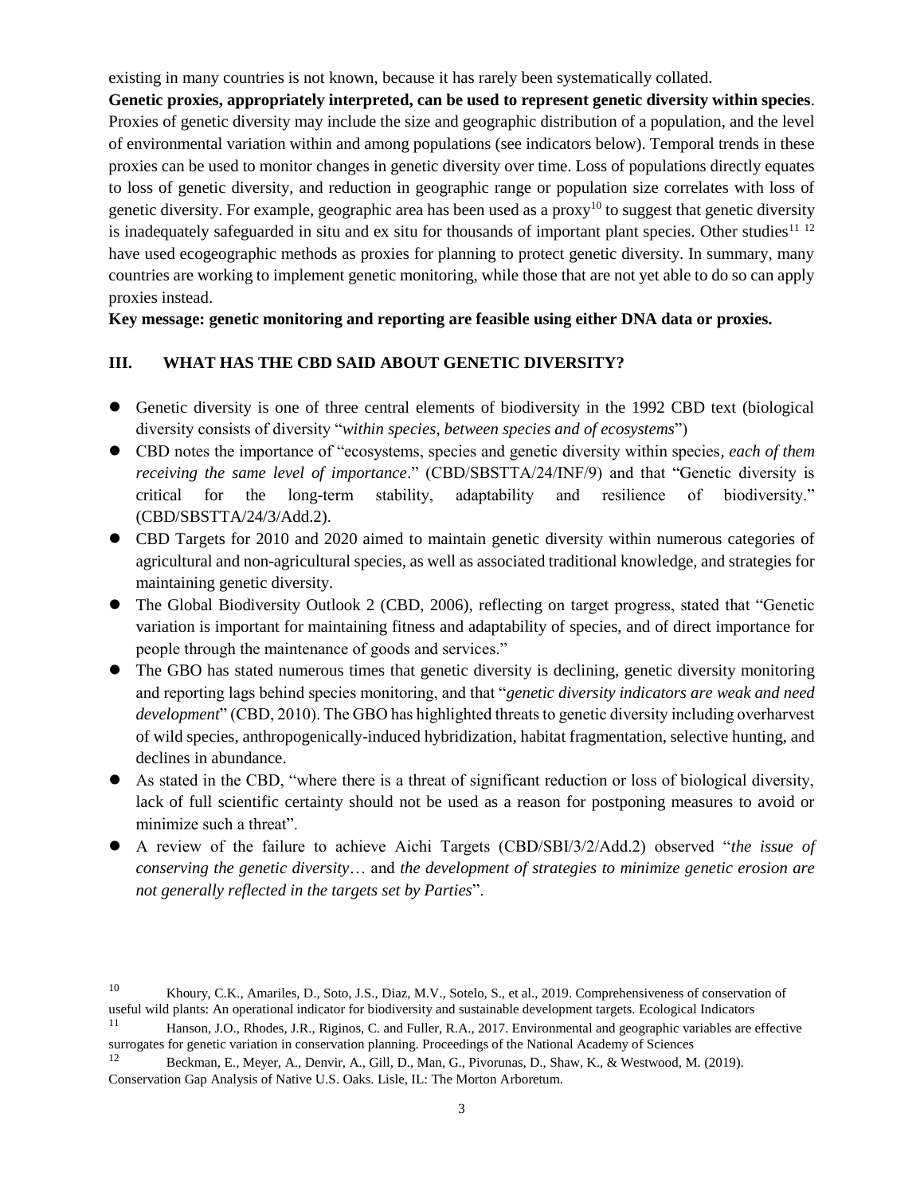existing in many countries is not known, because it has rarely been systematically collated.

**Genetic proxies, appropriately interpreted, can be used to represent genetic diversity within species**. Proxies of genetic diversity may include the size and geographic distribution of a population, and the level of environmental variation within and among populations (see indicators below). Temporal trends in these proxies can be used to monitor changes in genetic diversity over time. Loss of populations directly equates to loss of genetic diversity, and reduction in geographic range or population size correlates with loss of genetic diversity. For example, geographic area has been used as a proxy[10] to suggest that genetic diversity is inadequately safeguarded in situ and ex situ for thousands of important plant species. Other studies[11] [12] have used ecogeographic methods as proxies for planning to protect genetic diversity. In summary, many countries are working to implement genetic monitoring, while those that are not yet able to do so can apply proxies instead.

**Key message: genetic monitoring and reporting are feasible using either DNA data or proxies.**

## III. WHAT HAS THE CBD SAID ABOUT GENETIC DIVERSITY?

- Genetic diversity is one of three central elements of biodiversity in the 1992 CBD text (biological diversity consists of diversity "*within species, between species and of ecosystems*")
- CBD notes the importance of "ecosystems, species and genetic diversity within species, *each of them receiving the same level of importance*." (CBD/SBSTTA/24/INF/9) and that "Genetic diversity is critical for the long-term stability, adaptability and resilience of biodiversity." (CBD/SBSTTA/24/3/Add.2).
- CBD Targets for 2010 and 2020 aimed to maintain genetic diversity within numerous categories of agricultural and non-agricultural species, as well as associated traditional knowledge, and strategies for maintaining genetic diversity.
- The Global Biodiversity Outlook 2 (CBD, 2006), reflecting on target progress, stated that "Genetic variation is important for maintaining fitness and adaptability of species, and of direct importance for people through the maintenance of goods and services."
- The GBO has stated numerous times that genetic diversity is declining, genetic diversity monitoring and reporting lags behind species monitoring, and that "*genetic diversity indicators are weak and need development*" (CBD, 2010). The GBO has highlighted threats to genetic diversity including overharvest of wild species, anthropogenically-induced hybridization, habitat fragmentation, selective hunting, and declines in abundance.
- As stated in the CBD, "where there is a threat of significant reduction or loss of biological diversity, lack of full scientific certainty should not be used as a reason for postponing measures to avoid or minimize such a threat".
- A review of the failure to achieve Aichi Targets (CBD/SBI/3/2/Add.2) observed "*the issue of conserving the genetic diversity*… and *the development of strategies to minimize genetic erosion are not generally reflected in the targets set by Parties*".

---

[10] Khoury, C.K., Amariles, D., Soto, J.S., Diaz, M.V., Sotelo, S., et al., 2019. Comprehensiveness of conservation of useful wild plants: An operational indicator for biodiversity and sustainable development targets. Ecological Indicators

[11] Hanson, J.O., Rhodes, J.R., Riginos, C. and Fuller, R.A., 2017. Environmental and geographic variables are effective surrogates for genetic variation in conservation planning. Proceedings of the National Academy of Sciences

[12] Beckman, E., Meyer, A., Denvir, A., Gill, D., Man, G., Pivorunas, D., Shaw, K., & Westwood, M. (2019). Conservation Gap Analysis of Native U.S. Oaks. Lisle, IL: The Morton Arboretum.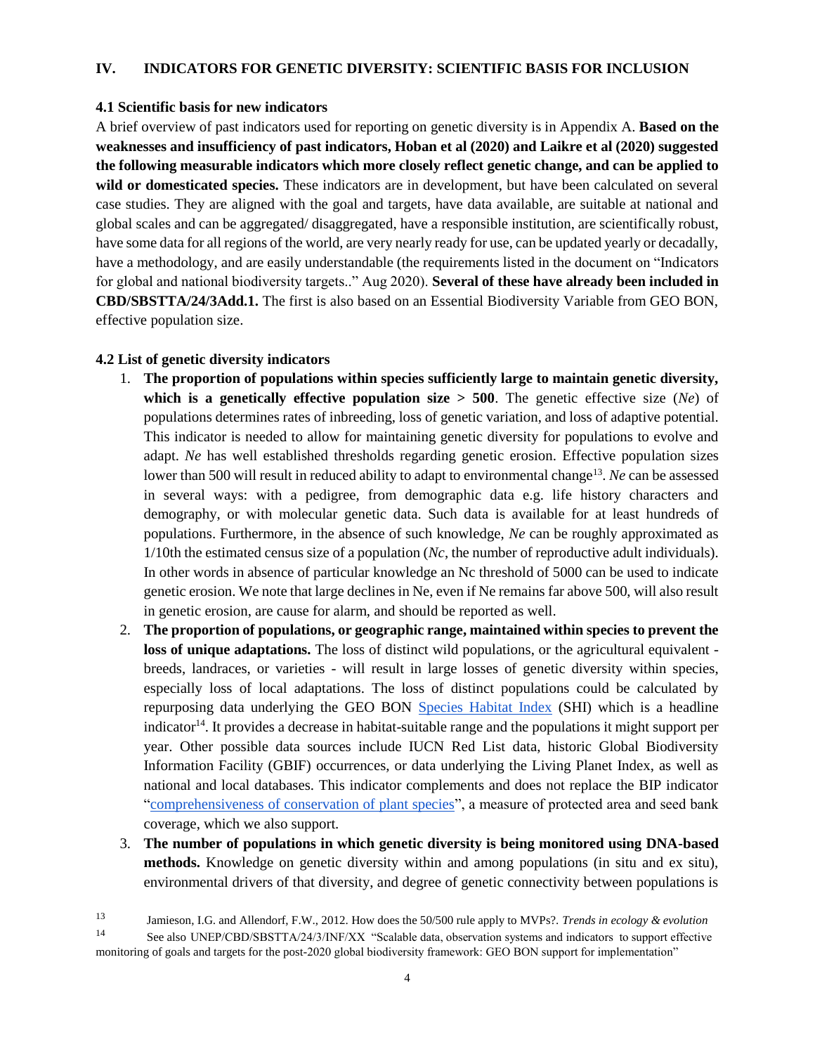## IV. INDICATORS FOR GENETIC DIVERSITY: SCIENTIFIC BASIS FOR INCLUSION

### 4.1 Scientific basis for new indicators

A brief overview of past indicators used for reporting on genetic diversity is in Appendix A. **Based on the weaknesses and insufficiency of past indicators, Hoban et al (2020) and Laikre et al (2020) suggested the following measurable indicators which more closely reflect genetic change, and can be applied to wild or domesticated species.** These indicators are in development, but have been calculated on several case studies. They are aligned with the goal and targets, have data available, are suitable at national and global scales and can be aggregated/ disaggregated, have a responsible institution, are scientifically robust, have some data for all regions of the world, are very nearly ready for use, can be updated yearly or decadally, have a methodology, and are easily understandable (the requirements listed in the document on "Indicators for global and national biodiversity targets.." Aug 2020). **Several of these have already been included in CBD/SBSTTA/24/3Add.1.** The first is also based on an Essential Biodiversity Variable from GEO BON, effective population size.

### 4.2 List of genetic diversity indicators

1. **The proportion of populations within species sufficiently large to maintain genetic diversity, which is a genetically effective population size > 500**. The genetic effective size (*Ne*) of populations determines rates of inbreeding, loss of genetic variation, and loss of adaptive potential. This indicator is needed to allow for maintaining genetic diversity for populations to evolve and adapt. *Ne* has well established thresholds regarding genetic erosion. Effective population sizes lower than 500 will result in reduced ability to adapt to environmental change[13]. *Ne* can be assessed in several ways: with a pedigree, from demographic data e.g. life history characters and demography, or with molecular genetic data. Such data is available for at least hundreds of populations. Furthermore, in the absence of such knowledge, *Ne* can be roughly approximated as 1/10th the estimated census size of a population (*Nc*, the number of reproductive adult individuals). In other words in absence of particular knowledge an Nc threshold of 5000 can be used to indicate genetic erosion. We note that large declines in Ne, even if Ne remains far above 500, will also result in genetic erosion, are cause for alarm, and should be reported as well.
2. **The proportion of populations, or geographic range, maintained within species to prevent the loss of unique adaptations.** The loss of distinct wild populations, or the agricultural equivalent - breeds, landraces, or varieties - will result in large losses of genetic diversity within species, especially loss of local adaptations. The loss of distinct populations could be calculated by repurposing data underlying the GEO BON Species Habitat Index (SHI) which is a headline indicator[14]. It provides a decrease in habitat-suitable range and the populations it might support per year. Other possible data sources include IUCN Red List data, historic Global Biodiversity Information Facility (GBIF) occurrences, or data underlying the Living Planet Index, as well as national and local databases. This indicator complements and does not replace the BIP indicator "comprehensiveness of conservation of plant species", a measure of protected area and seed bank coverage, which we also support.
3. **The number of populations in which genetic diversity is being monitored using DNA-based methods.** Knowledge on genetic diversity within and among populations (in situ and ex situ), environmental drivers of that diversity, and degree of genetic connectivity between populations is

[13] Jamieson, I.G. and Allendorf, F.W., 2012. How does the 50/500 rule apply to MVPs?. *Trends in ecology & evolution*

[14] See also UNEP/CBD/SBSTTA/24/3/INF/XX "Scalable data, observation systems and indicators to support effective monitoring of goals and targets for the post-2020 global biodiversity framework: GEO BON support for implementation"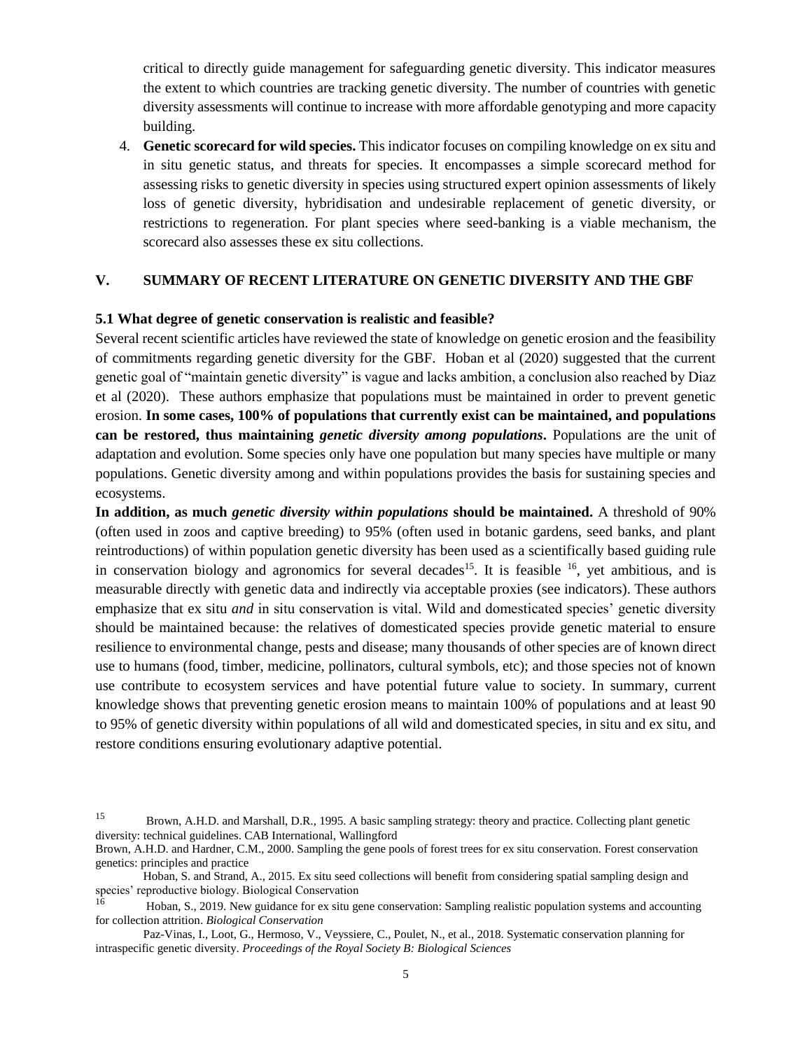critical to directly guide management for safeguarding genetic diversity. This indicator measures the extent to which countries are tracking genetic diversity. The number of countries with genetic diversity assessments will continue to increase with more affordable genotyping and more capacity building.

4. **Genetic scorecard for wild species.** This indicator focuses on compiling knowledge on ex situ and in situ genetic status, and threats for species. It encompasses a simple scorecard method for assessing risks to genetic diversity in species using structured expert opinion assessments of likely loss of genetic diversity, hybridisation and undesirable replacement of genetic diversity, or restrictions to regeneration. For plant species where seed-banking is a viable mechanism, the scorecard also assesses these ex situ collections.

## V. SUMMARY OF RECENT LITERATURE ON GENETIC DIVERSITY AND THE GBF

### 5.1 What degree of genetic conservation is realistic and feasible?

Several recent scientific articles have reviewed the state of knowledge on genetic erosion and the feasibility of commitments regarding genetic diversity for the GBF. Hoban et al (2020) suggested that the current genetic goal of "maintain genetic diversity" is vague and lacks ambition, a conclusion also reached by Diaz et al (2020). These authors emphasize that populations must be maintained in order to prevent genetic erosion. **In some cases, 100% of populations that currently exist can be maintained, and populations can be restored, thus maintaining *genetic diversity among populations*.** Populations are the unit of adaptation and evolution. Some species only have one population but many species have multiple or many populations. Genetic diversity among and within populations provides the basis for sustaining species and ecosystems.

**In addition, as much *genetic diversity within populations* should be maintained.** A threshold of 90% (often used in zoos and captive breeding) to 95% (often used in botanic gardens, seed banks, and plant reintroductions) of within population genetic diversity has been used as a scientifically based guiding rule in conservation biology and agronomics for several decades[15]. It is feasible [16], yet ambitious, and is measurable directly with genetic data and indirectly via acceptable proxies (see indicators). These authors emphasize that ex situ *and* in situ conservation is vital. Wild and domesticated species' genetic diversity should be maintained because: the relatives of domesticated species provide genetic material to ensure resilience to environmental change, pests and disease; many thousands of other species are of known direct use to humans (food, timber, medicine, pollinators, cultural symbols, etc); and those species not of known use contribute to ecosystem services and have potential future value to society. In summary, current knowledge shows that preventing genetic erosion means to maintain 100% of populations and at least 90 to 95% of genetic diversity within populations of all wild and domesticated species, in situ and ex situ, and restore conditions ensuring evolutionary adaptive potential.

---

[15] Brown, A.H.D. and Marshall, D.R., 1995. A basic sampling strategy: theory and practice. Collecting plant genetic diversity: technical guidelines. CAB International, Wallingford

Brown, A.H.D. and Hardner, C.M., 2000. Sampling the gene pools of forest trees for ex situ conservation. Forest conservation genetics: principles and practice

Hoban, S. and Strand, A., 2015. Ex situ seed collections will benefit from considering spatial sampling design and species' reproductive biology. Biological Conservation

[16] Hoban, S., 2019. New guidance for ex situ gene conservation: Sampling realistic population systems and accounting for collection attrition. *Biological Conservation*

Paz-Vinas, I., Loot, G., Hermoso, V., Veyssiere, C., Poulet, N., et al., 2018. Systematic conservation planning for intraspecific genetic diversity. *Proceedings of the Royal Society B: Biological Sciences*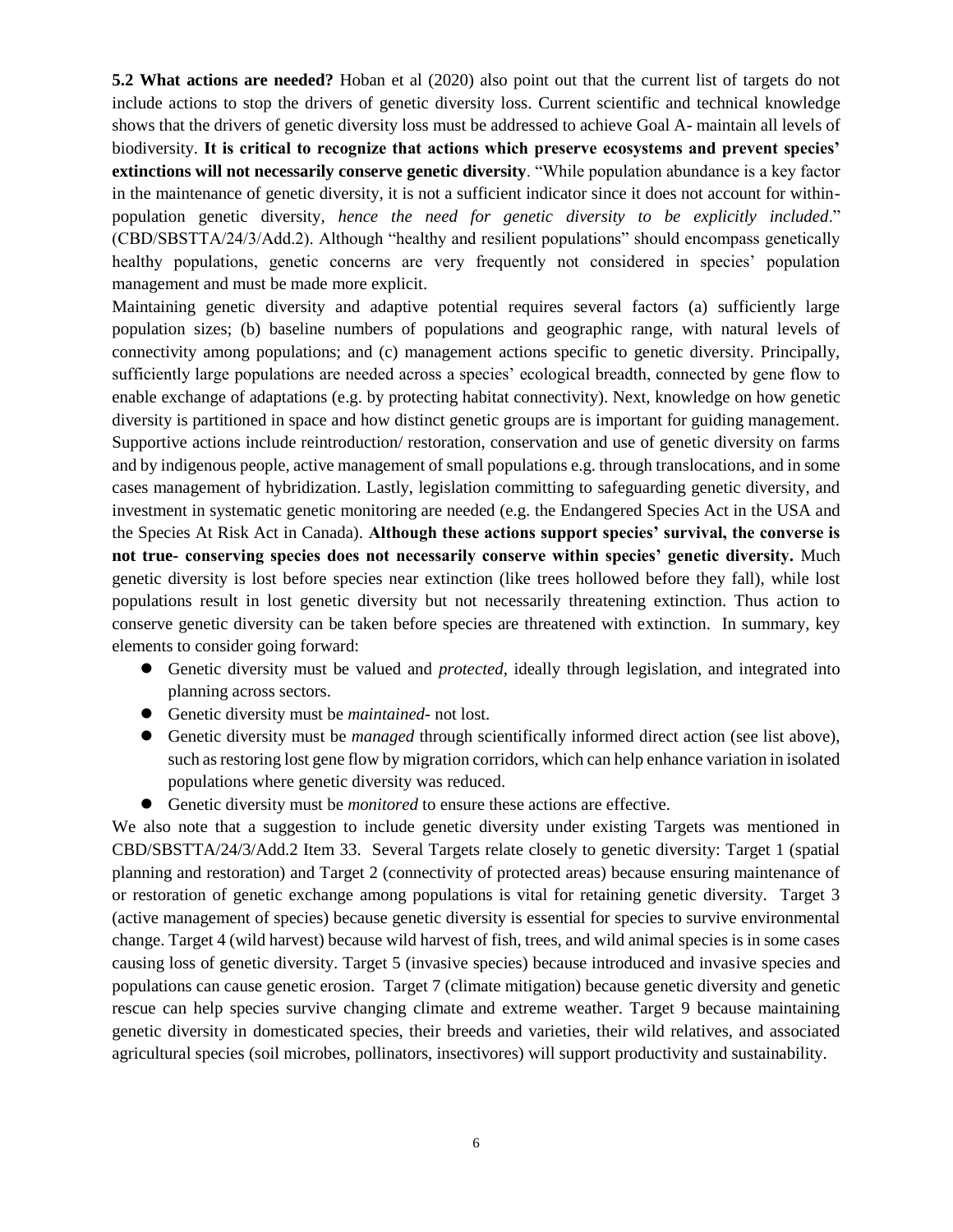**5.2 What actions are needed?** Hoban et al (2020) also point out that the current list of targets do not include actions to stop the drivers of genetic diversity loss. Current scientific and technical knowledge shows that the drivers of genetic diversity loss must be addressed to achieve Goal A- maintain all levels of biodiversity. **It is critical to recognize that actions which preserve ecosystems and prevent species' extinctions will not necessarily conserve genetic diversity**. "While population abundance is a key factor in the maintenance of genetic diversity, it is not a sufficient indicator since it does not account for within-population genetic diversity, *hence the need for genetic diversity to be explicitly included*." (CBD/SBSTTA/24/3/Add.2). Although "healthy and resilient populations" should encompass genetically healthy populations, genetic concerns are very frequently not considered in species' population management and must be made more explicit.

Maintaining genetic diversity and adaptive potential requires several factors (a) sufficiently large population sizes; (b) baseline numbers of populations and geographic range, with natural levels of connectivity among populations; and (c) management actions specific to genetic diversity. Principally, sufficiently large populations are needed across a species' ecological breadth, connected by gene flow to enable exchange of adaptations (e.g. by protecting habitat connectivity). Next, knowledge on how genetic diversity is partitioned in space and how distinct genetic groups are is important for guiding management. Supportive actions include reintroduction/ restoration, conservation and use of genetic diversity on farms and by indigenous people, active management of small populations e.g. through translocations, and in some cases management of hybridization. Lastly, legislation committing to safeguarding genetic diversity, and investment in systematic genetic monitoring are needed (e.g. the Endangered Species Act in the USA and the Species At Risk Act in Canada). **Although these actions support species' survival, the converse is not true- conserving species does not necessarily conserve within species' genetic diversity.** Much genetic diversity is lost before species near extinction (like trees hollowed before they fall), while lost populations result in lost genetic diversity but not necessarily threatening extinction. Thus action to conserve genetic diversity can be taken before species are threatened with extinction. In summary, key elements to consider going forward:

- Genetic diversity must be valued and *protected*, ideally through legislation, and integrated into planning across sectors.
- Genetic diversity must be *maintained*- not lost.
- Genetic diversity must be *managed* through scientifically informed direct action (see list above), such as restoring lost gene flow by migration corridors, which can help enhance variation in isolated populations where genetic diversity was reduced.
- Genetic diversity must be *monitored* to ensure these actions are effective.

We also note that a suggestion to include genetic diversity under existing Targets was mentioned in CBD/SBSTTA/24/3/Add.2 Item 33. Several Targets relate closely to genetic diversity: Target 1 (spatial planning and restoration) and Target 2 (connectivity of protected areas) because ensuring maintenance of or restoration of genetic exchange among populations is vital for retaining genetic diversity. Target 3 (active management of species) because genetic diversity is essential for species to survive environmental change. Target 4 (wild harvest) because wild harvest of fish, trees, and wild animal species is in some cases causing loss of genetic diversity. Target 5 (invasive species) because introduced and invasive species and populations can cause genetic erosion. Target 7 (climate mitigation) because genetic diversity and genetic rescue can help species survive changing climate and extreme weather. Target 9 because maintaining genetic diversity in domesticated species, their breeds and varieties, their wild relatives, and associated agricultural species (soil microbes, pollinators, insectivores) will support productivity and sustainability.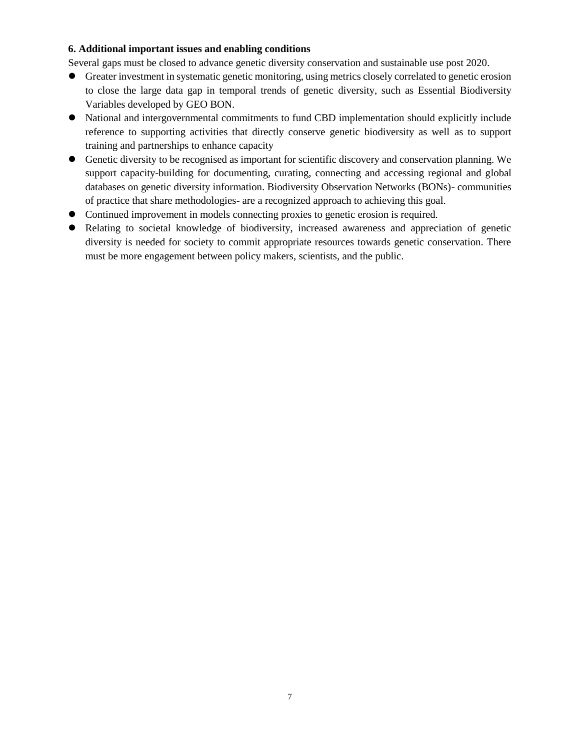**6. Additional important issues and enabling conditions**

Several gaps must be closed to advance genetic diversity conservation and sustainable use post 2020.

- Greater investment in systematic genetic monitoring, using metrics closely correlated to genetic erosion to close the large data gap in temporal trends of genetic diversity, such as Essential Biodiversity Variables developed by GEO BON.
- National and intergovernmental commitments to fund CBD implementation should explicitly include reference to supporting activities that directly conserve genetic biodiversity as well as to support training and partnerships to enhance capacity
- Genetic diversity to be recognised as important for scientific discovery and conservation planning. We support capacity-building for documenting, curating, connecting and accessing regional and global databases on genetic diversity information. Biodiversity Observation Networks (BONs)- communities of practice that share methodologies- are a recognized approach to achieving this goal.
- Continued improvement in models connecting proxies to genetic erosion is required.
- Relating to societal knowledge of biodiversity, increased awareness and appreciation of genetic diversity is needed for society to commit appropriate resources towards genetic conservation. There must be more engagement between policy makers, scientists, and the public.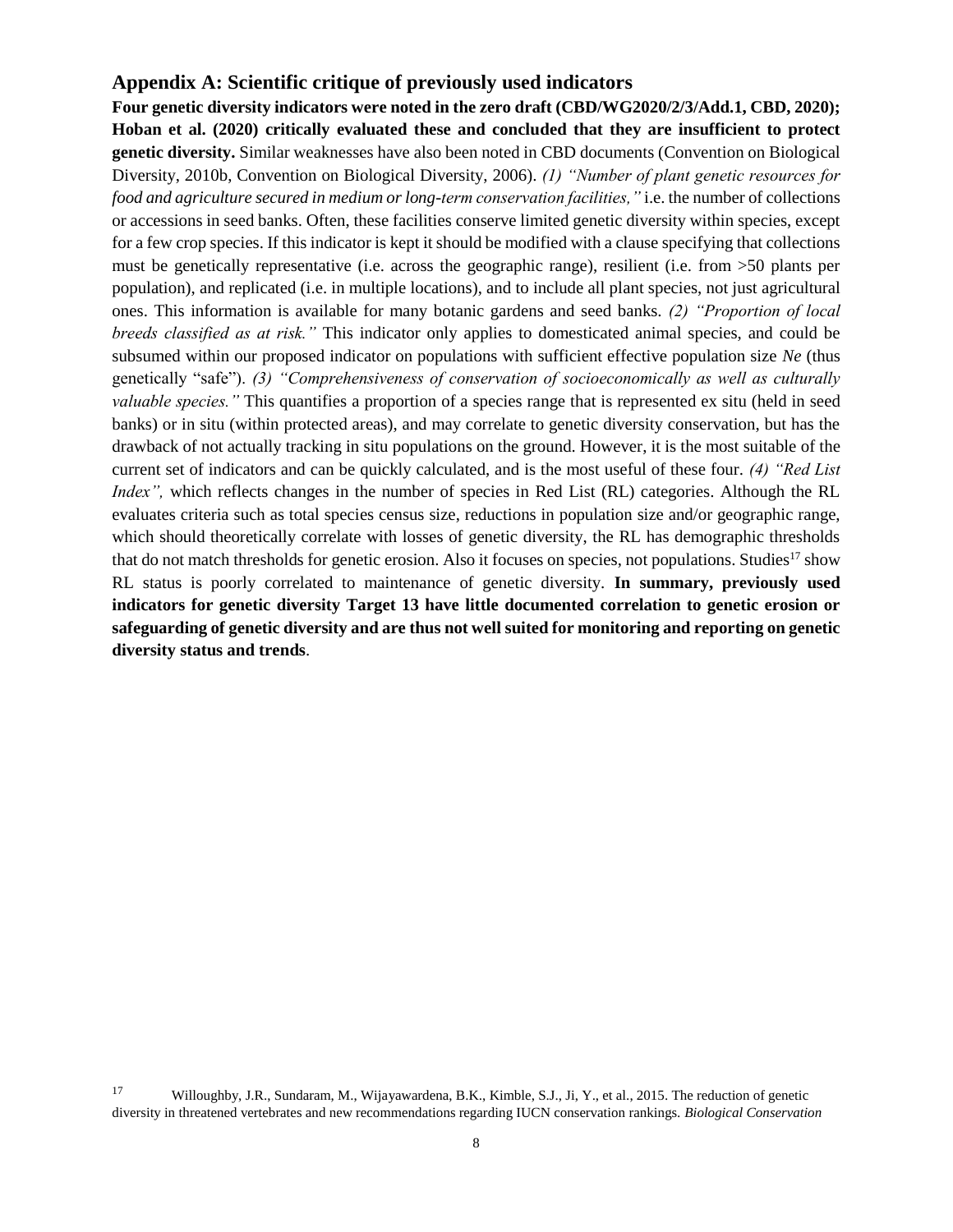## Appendix A: Scientific critique of previously used indicators

**Four genetic diversity indicators were noted in the zero draft (CBD/WG2020/2/3/Add.1, CBD, 2020); Hoban et al. (2020) critically evaluated these and concluded that they are insufficient to protect genetic diversity.** Similar weaknesses have also been noted in CBD documents (Convention on Biological Diversity, 2010b, Convention on Biological Diversity, 2006). *(1) "Number of plant genetic resources for food and agriculture secured in medium or long-term conservation facilities,"* i.e. the number of collections or accessions in seed banks. Often, these facilities conserve limited genetic diversity within species, except for a few crop species. If this indicator is kept it should be modified with a clause specifying that collections must be genetically representative (i.e. across the geographic range), resilient (i.e. from >50 plants per population), and replicated (i.e. in multiple locations), and to include all plant species, not just agricultural ones. This information is available for many botanic gardens and seed banks. *(2) "Proportion of local breeds classified as at risk."* This indicator only applies to domesticated animal species, and could be subsumed within our proposed indicator on populations with sufficient effective population size *Ne* (thus genetically "safe"). *(3) "Comprehensiveness of conservation of socioeconomically as well as culturally valuable species."* This quantifies a proportion of a species range that is represented ex situ (held in seed banks) or in situ (within protected areas), and may correlate to genetic diversity conservation, but has the drawback of not actually tracking in situ populations on the ground. However, it is the most suitable of the current set of indicators and can be quickly calculated, and is the most useful of these four. *(4) "Red List Index",* which reflects changes in the number of species in Red List (RL) categories. Although the RL evaluates criteria such as total species census size, reductions in population size and/or geographic range, which should theoretically correlate with losses of genetic diversity, the RL has demographic thresholds that do not match thresholds for genetic erosion. Also it focuses on species, not populations. Studies[17] show RL status is poorly correlated to maintenance of genetic diversity. **In summary, previously used indicators for genetic diversity Target 13 have little documented correlation to genetic erosion or safeguarding of genetic diversity and are thus not well suited for monitoring and reporting on genetic diversity status and trends**.

[17] Willoughby, J.R., Sundaram, M., Wijayawardena, B.K., Kimble, S.J., Ji, Y., et al., 2015. The reduction of genetic diversity in threatened vertebrates and new recommendations regarding IUCN conservation rankings. *Biological Conservation*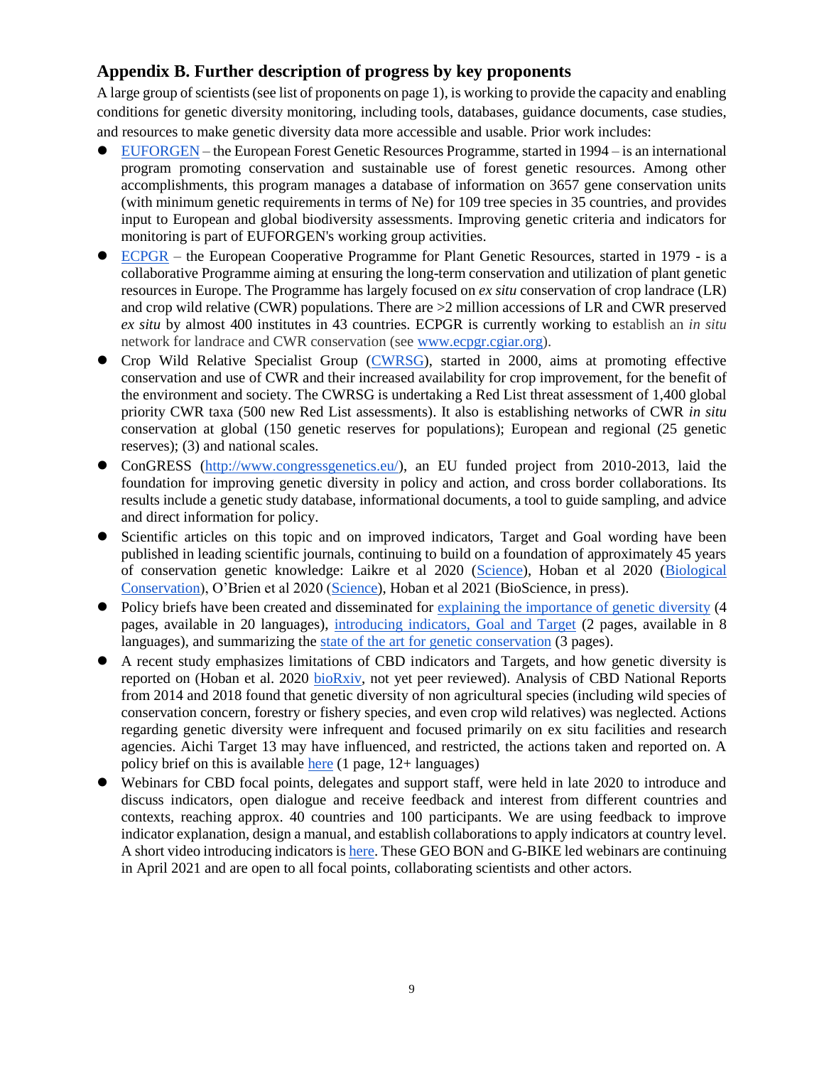## Appendix B. Further description of progress by key proponents

A large group of scientists (see list of proponents on page 1), is working to provide the capacity and enabling conditions for genetic diversity monitoring, including tools, databases, guidance documents, case studies, and resources to make genetic diversity data more accessible and usable. Prior work includes:

- EUFORGEN – the European Forest Genetic Resources Programme, started in 1994 – is an international program promoting conservation and sustainable use of forest genetic resources. Among other accomplishments, this program manages a database of information on 3657 gene conservation units (with minimum genetic requirements in terms of Ne) for 109 tree species in 35 countries, and provides input to European and global biodiversity assessments. Improving genetic criteria and indicators for monitoring is part of EUFORGEN's working group activities.
- ECPGR – the European Cooperative Programme for Plant Genetic Resources, started in 1979 - is a collaborative Programme aiming at ensuring the long-term conservation and utilization of plant genetic resources in Europe. The Programme has largely focused on *ex situ* conservation of crop landrace (LR) and crop wild relative (CWR) populations. There are >2 million accessions of LR and CWR preserved *ex situ* by almost 400 institutes in 43 countries. ECPGR is currently working to establish an *in situ* network for landrace and CWR conservation (see www.ecpgr.cgiar.org).
- Crop Wild Relative Specialist Group (CWRSG), started in 2000, aims at promoting effective conservation and use of CWR and their increased availability for crop improvement, for the benefit of the environment and society. The CWRSG is undertaking a Red List threat assessment of 1,400 global priority CWR taxa (500 new Red List assessments). It also is establishing networks of CWR *in situ* conservation at global (150 genetic reserves for populations); European and regional (25 genetic reserves); (3) and national scales.
- ConGRESS (http://www.congressgenetics.eu/), an EU funded project from 2010-2013, laid the foundation for improving genetic diversity in policy and action, and cross border collaborations. Its results include a genetic study database, informational documents, a tool to guide sampling, and advice and direct information for policy.
- Scientific articles on this topic and on improved indicators, Target and Goal wording have been published in leading scientific journals, continuing to build on a foundation of approximately 45 years of conservation genetic knowledge: Laikre et al 2020 (Science), Hoban et al 2020 (Biological Conservation), O'Brien et al 2020 (Science), Hoban et al 2021 (BioScience, in press).
- Policy briefs have been created and disseminated for explaining the importance of genetic diversity (4 pages, available in 20 languages), introducing indicators, Goal and Target (2 pages, available in 8 languages), and summarizing the state of the art for genetic conservation (3 pages).
- A recent study emphasizes limitations of CBD indicators and Targets, and how genetic diversity is reported on (Hoban et al. 2020 bioRxiv, not yet peer reviewed). Analysis of CBD National Reports from 2014 and 2018 found that genetic diversity of non agricultural species (including wild species of conservation concern, forestry or fishery species, and even crop wild relatives) was neglected. Actions regarding genetic diversity were infrequent and focused primarily on ex situ facilities and research agencies. Aichi Target 13 may have influenced, and restricted, the actions taken and reported on. A policy brief on this is available here (1 page, 12+ languages)
- Webinars for CBD focal points, delegates and support staff, were held in late 2020 to introduce and discuss indicators, open dialogue and receive feedback and interest from different countries and contexts, reaching approx. 40 countries and 100 participants. We are using feedback to improve indicator explanation, design a manual, and establish collaborations to apply indicators at country level. A short video introducing indicators is here. These GEO BON and G-BIKE led webinars are continuing in April 2021 and are open to all focal points, collaborating scientists and other actors.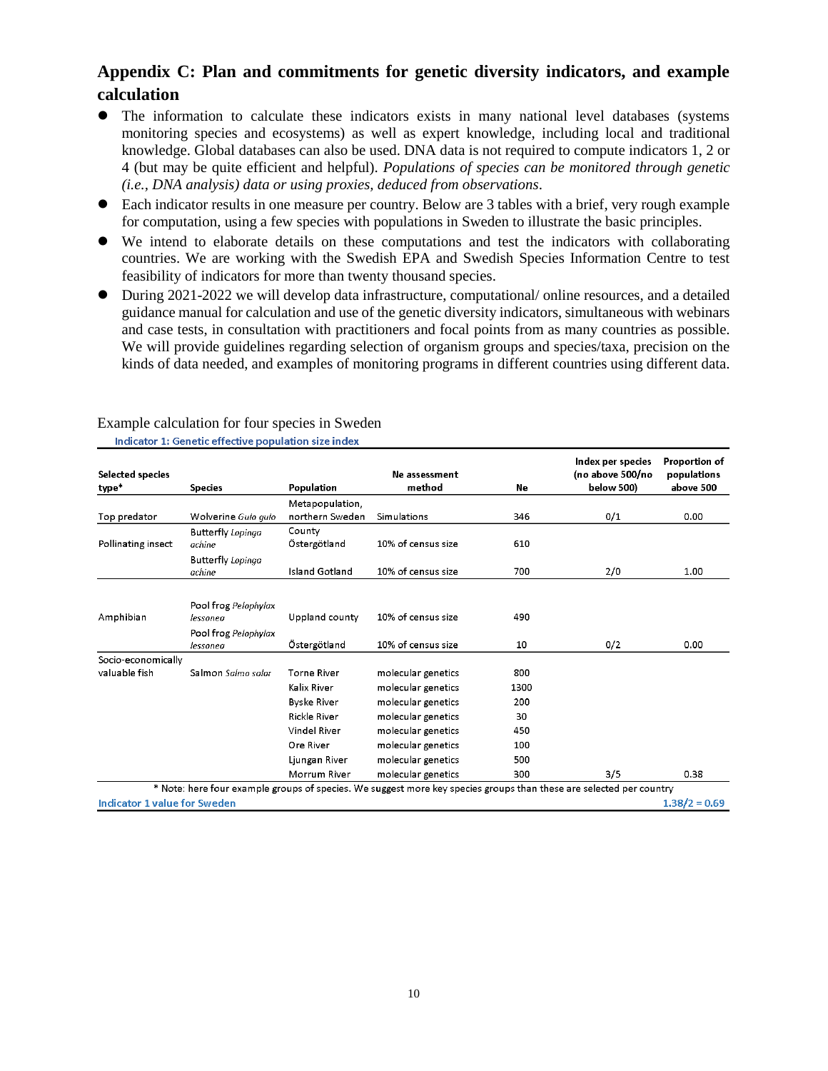## Appendix C: Plan and commitments for genetic diversity indicators, and example calculation

- The information to calculate these indicators exists in many national level databases (systems monitoring species and ecosystems) as well as expert knowledge, including local and traditional knowledge. Global databases can also be used. DNA data is not required to compute indicators 1, 2 or 4 (but may be quite efficient and helpful). *Populations of species can be monitored through genetic (i.e., DNA analysis) data or using proxies, deduced from observations*.
- Each indicator results in one measure per country. Below are 3 tables with a brief, very rough example for computation, using a few species with populations in Sweden to illustrate the basic principles.
- We intend to elaborate details on these computations and test the indicators with collaborating countries. We are working with the Swedish EPA and Swedish Species Information Centre to test feasibility of indicators for more than twenty thousand species.
- During 2021-2022 we will develop data infrastructure, computational/ online resources, and a detailed guidance manual for calculation and use of the genetic diversity indicators, simultaneous with webinars and case tests, in consultation with practitioners and focal points from as many countries as possible. We will provide guidelines regarding selection of organism groups and species/taxa, precision on the kinds of data needed, and examples of monitoring programs in different countries using different data.

Example calculation for four species in Sweden

**Indicator 1: Genetic effective population size index**

| Selected species type* | Species | Population | Ne assessment method | Ne | Index per species (no above 500/no below 500) | Proportion of populations above 500 |
|---|---|---|---|---|---|---|
| Top predator | Wolverine *Gulo gulo* | Metapopulation, northern Sweden | Simulations | 346 | 0/1 | 0.00 |
| Pollinating insect | Butterfly *Lopinga achine* | County Östergötland | 10% of census size | 610 | | |
| | Butterfly *Lopinga achine* | Island Gotland | 10% of census size | 700 | 2/0 | 1.00 |
| Amphibian | Pool frog *Pelophylax lessonea* | Uppland county | 10% of census size | 490 | | |
| | Pool frog *Pelophylax lessonea* | Östergötland | 10% of census size | 10 | 0/2 | 0.00 |
| Socio-economically valuable fish | Salmon *Salmo salar* | Torne River | molecular genetics | 800 | | |
| | | Kalix River | molecular genetics | 1300 | | |
| | | Byske River | molecular genetics | 200 | | |
| | | Rickle River | molecular genetics | 30 | | |
| | | Vindel River | molecular genetics | 450 | | |
| | | Ore River | molecular genetics | 100 | | |
| | | Ljungan River | molecular genetics | 500 | | |
| | | Morrum River | molecular genetics | 300 | 3/5 | 0.38 |
| **Indicator 1 value for Sweden** | | | | | | **1.38/2 = 0.69** |

\* Note: here four example groups of species. We suggest more key species groups than these are selected per country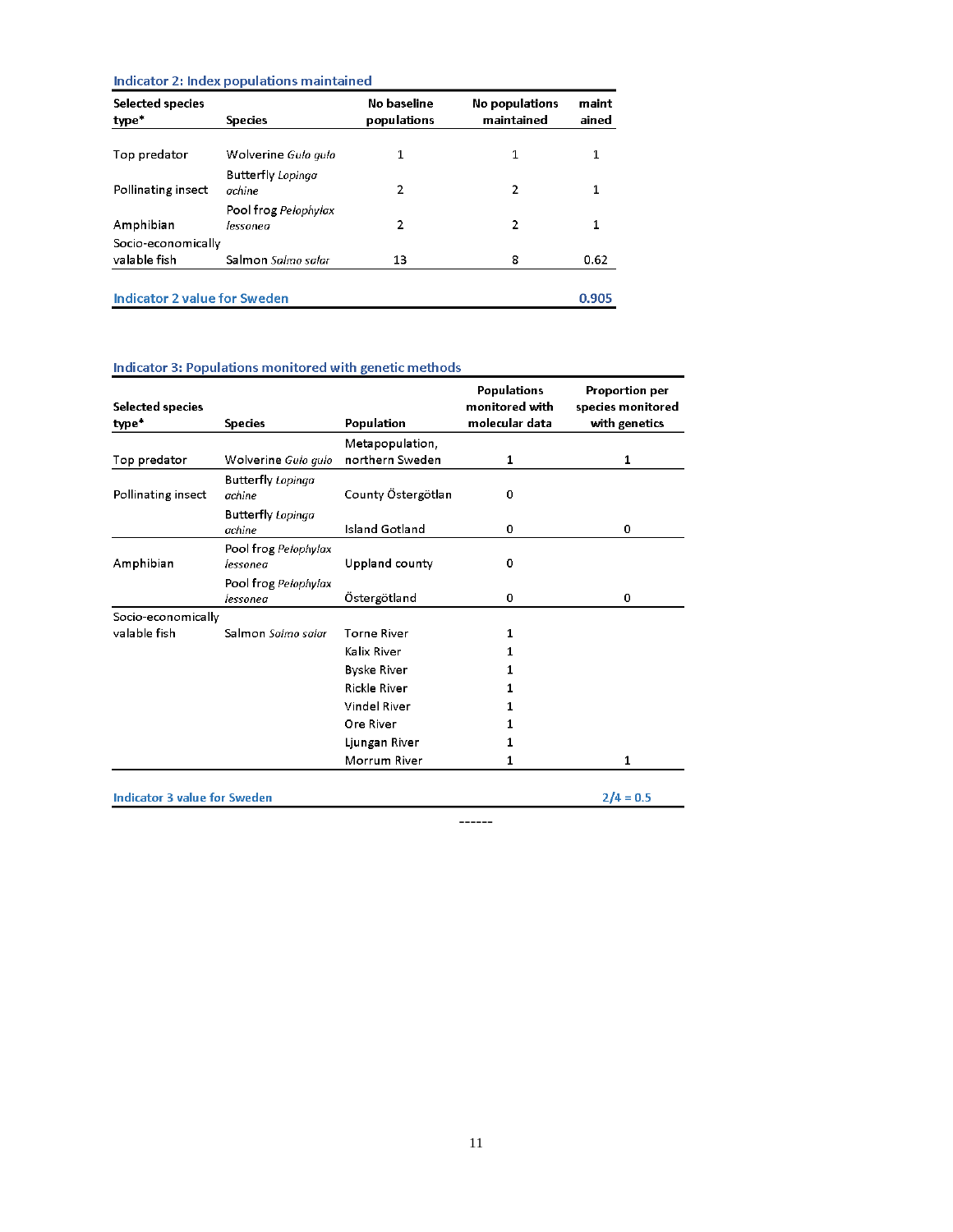### Indicator 2: Index populations maintained

| Selected species type* | Species | No baseline populations | No populations maintained | maintained |
|---|---|---|---|---|
| Top predator | Wolverine *Gulo gulo* | 1 | 1 | 1 |
| Pollinating insect | Butterfly *Lopinga achine* | 2 | 2 | 1 |
| Amphibian | Pool frog *Pelophylax lessonea* | 2 | 2 | 1 |
| Socio-economically valable fish | Salmon *Salmo salar* | 13 | 8 | 0.62 |
| **Indicator 2 value for Sweden** | | | | **0.905** |

### Indicator 3: Populations monitored with genetic methods

| Selected species type* | Species | Population | Populations monitored with molecular data | Proportion per species monitored with genetics |
|---|---|---|---|---|
| Top predator | Wolverine *Gulo gulo* | Metapopulation, northern Sweden | 1 | 1 |
| Pollinating insect | Butterfly *Lopinga achine* | County Östergötlan | 0 | |
| | Butterfly *Lopinga achine* | Island Gotland | 0 | 0 |
| Amphibian | Pool frog *Pelophylax lessonea* | Uppland county | 0 | |
| | Pool frog *Pelophylax lessonea* | Östergötland | 0 | 0 |
| Socio-economically valable fish | Salmon *Salmo salar* | Torne River | 1 | |
| | | Kalix River | 1 | |
| | | Byske River | 1 | |
| | | Rickle River | 1 | |
| | | Vindel River | 1 | |
| | | Ore River | 1 | |
| | | Ljungan River | 1 | |
| | | Morrum River | 1 | 1 |
| **Indicator 3 value for Sweden** | | | | **2/4 = 0.5** |

------